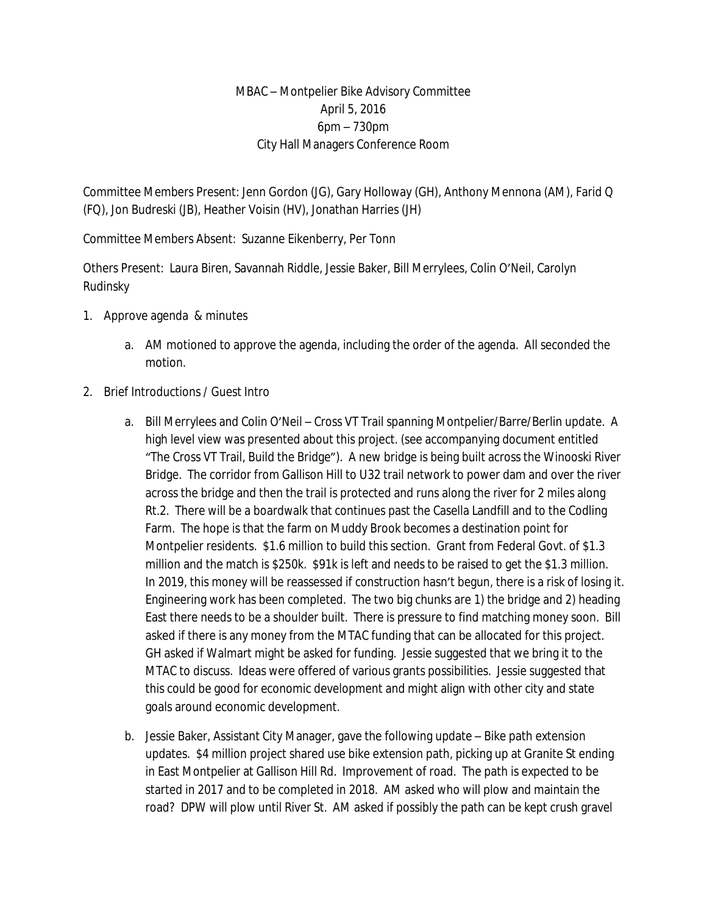MBAC – Montpelier Bike Advisory Committee
April 5, 2016
6pm – 730pm
City Hall Managers Conference Room

Committee Members Present: Jenn Gordon (JG), Gary Holloway (GH), Anthony Mennona (AM), Farid Q (FQ), Jon Budreski (JB), Heather Voisin (HV), Jonathan Harries (JH)

Committee Members Absent: Suzanne Eikenberry, Per Tonn

Others Present: Laura Biren, Savannah Riddle, Jessie Baker, Bill Merrylees, Colin O'Neil, Carolyn Rudinsky

1. Approve agenda & minutes
   a. AM motioned to approve the agenda, including the order of the agenda. All seconded the motion.
2. Brief Introductions / Guest Intro
   a. Bill Merrylees and Colin O'Neil – Cross VT Trail spanning Montpelier/Barre/Berlin update. A high level view was presented about this project. (see accompanying document entitled "The Cross VT Trail, Build the Bridge"). A new bridge is being built across the Winooski River Bridge. The corridor from Gallison Hill to U32 trail network to power dam and over the river across the bridge and then the trail is protected and runs along the river for 2 miles along Rt.2. There will be a boardwalk that continues past the Casella Landfill and to the Codling Farm. The hope is that the farm on Muddy Brook becomes a destination point for Montpelier residents. $1.6 million to build this section. Grant from Federal Govt. of $1.3 million and the match is $250k. $91k is left and needs to be raised to get the $1.3 million. In 2019, this money will be reassessed if construction hasn't begun, there is a risk of losing it. Engineering work has been completed. The two big chunks are 1) the bridge and 2) heading East there needs to be a shoulder built. There is pressure to find matching money soon. Bill asked if there is any money from the MTAC funding that can be allocated for this project. GH asked if Walmart might be asked for funding. Jessie suggested that we bring it to the MTAC to discuss. Ideas were offered of various grants possibilities. Jessie suggested that this could be good for economic development and might align with other city and state goals around economic development.
   b. Jessie Baker, Assistant City Manager, gave the following update – Bike path extension updates. $4 million project shared use bike extension path, picking up at Granite St ending in East Montpelier at Gallison Hill Rd. Improvement of road. The path is expected to be started in 2017 and to be completed in 2018. AM asked who will plow and maintain the road? DPW will plow until River St. AM asked if possibly the path can be kept crush gravel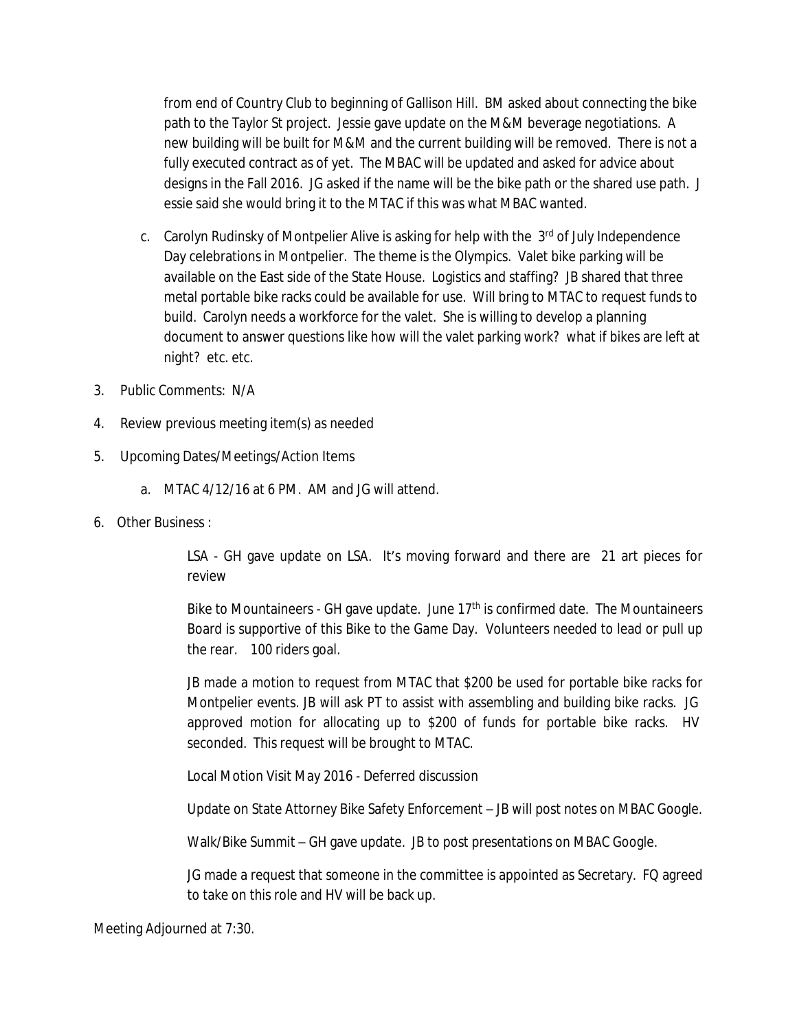from end of Country Club to beginning of Gallison Hill. BM asked about connecting the bike path to the Taylor St project. Jessie gave update on the M&M beverage negotiations. A new building will be built for M&M and the current building will be removed. There is not a fully executed contract as of yet. The MBAC will be updated and asked for advice about designs in the Fall 2016. JG asked if the name will be the bike path or the shared use path. Jessie said she would bring it to the MTAC if this was what MBAC wanted.

c. Carolyn Rudinsky of Montpelier Alive is asking for help with the 3rd of July Independence Day celebrations in Montpelier. The theme is the Olympics. Valet bike parking will be available on the East side of the State House. Logistics and staffing? JB shared that three metal portable bike racks could be available for use. Will bring to MTAC to request funds to build. Carolyn needs a workforce for the valet. She is willing to develop a planning document to answer questions like how will the valet parking work? what if bikes are left at night? etc. etc.

3. Public Comments: N/A

4. Review previous meeting item(s) as needed

5. Upcoming Dates/Meetings/Action Items

   a. MTAC 4/12/16 at 6 PM. AM and JG will attend.

6. Other Business :

LSA - GH gave update on LSA. It's moving forward and there are 21 art pieces for review

Bike to Mountaineers - GH gave update. June 17th is confirmed date. The Mountaineers Board is supportive of this Bike to the Game Day. Volunteers needed to lead or pull up the rear. 100 riders goal.

JB made a motion to request from MTAC that $200 be used for portable bike racks for Montpelier events. JB will ask PT to assist with assembling and building bike racks. JG approved motion for allocating up to $200 of funds for portable bike racks. HV seconded. This request will be brought to MTAC.

Local Motion Visit May 2016 - Deferred discussion

Update on State Attorney Bike Safety Enforcement – JB will post notes on MBAC Google.

Walk/Bike Summit – GH gave update. JB to post presentations on MBAC Google.

JG made a request that someone in the committee is appointed as Secretary. FQ agreed to take on this role and HV will be back up.

Meeting Adjourned at 7:30.